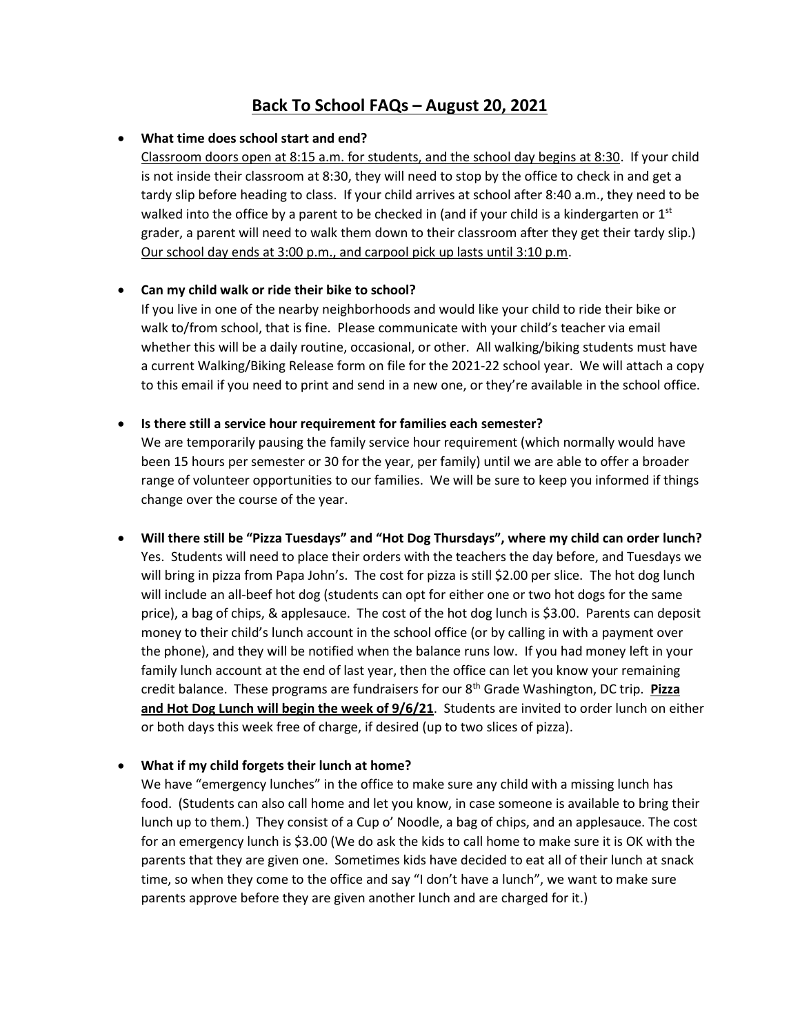# Back To School FAQs – August 20, 2021

- **What time does school start and end?**

  Classroom doors open at 8:15 a.m. for students, and the school day begins at 8:30. If your child is not inside their classroom at 8:30, they will need to stop by the office to check in and get a tardy slip before heading to class. If your child arrives at school after 8:40 a.m., they need to be walked into the office by a parent to be checked in (and if your child is a kindergarten or 1st grader, a parent will need to walk them down to their classroom after they get their tardy slip.) Our school day ends at 3:00 p.m., and carpool pick up lasts until 3:10 p.m.

- **Can my child walk or ride their bike to school?**

  If you live in one of the nearby neighborhoods and would like your child to ride their bike or walk to/from school, that is fine. Please communicate with your child's teacher via email whether this will be a daily routine, occasional, or other. All walking/biking students must have a current Walking/Biking Release form on file for the 2021-22 school year. We will attach a copy to this email if you need to print and send in a new one, or they're available in the school office.

- **Is there still a service hour requirement for families each semester?**

  We are temporarily pausing the family service hour requirement (which normally would have been 15 hours per semester or 30 for the year, per family) until we are able to offer a broader range of volunteer opportunities to our families. We will be sure to keep you informed if things change over the course of the year.

- **Will there still be "Pizza Tuesdays" and "Hot Dog Thursdays", where my child can order lunch?**

  Yes. Students will need to place their orders with the teachers the day before, and Tuesdays we will bring in pizza from Papa John's. The cost for pizza is still $2.00 per slice. The hot dog lunch will include an all-beef hot dog (students can opt for either one or two hot dogs for the same price), a bag of chips, & applesauce. The cost of the hot dog lunch is $3.00. Parents can deposit money to their child's lunch account in the school office (or by calling in with a payment over the phone), and they will be notified when the balance runs low. If you had money left in your family lunch account at the end of last year, then the office can let you know your remaining credit balance. These programs are fundraisers for our 8th Grade Washington, DC trip. **Pizza and Hot Dog Lunch will begin the week of 9/6/21**. Students are invited to order lunch on either or both days this week free of charge, if desired (up to two slices of pizza).

- **What if my child forgets their lunch at home?**

  We have "emergency lunches" in the office to make sure any child with a missing lunch has food. (Students can also call home and let you know, in case someone is available to bring their lunch up to them.) They consist of a Cup o' Noodle, a bag of chips, and an applesauce. The cost for an emergency lunch is $3.00 (We do ask the kids to call home to make sure it is OK with the parents that they are given one. Sometimes kids have decided to eat all of their lunch at snack time, so when they come to the office and say "I don't have a lunch", we want to make sure parents approve before they are given another lunch and are charged for it.)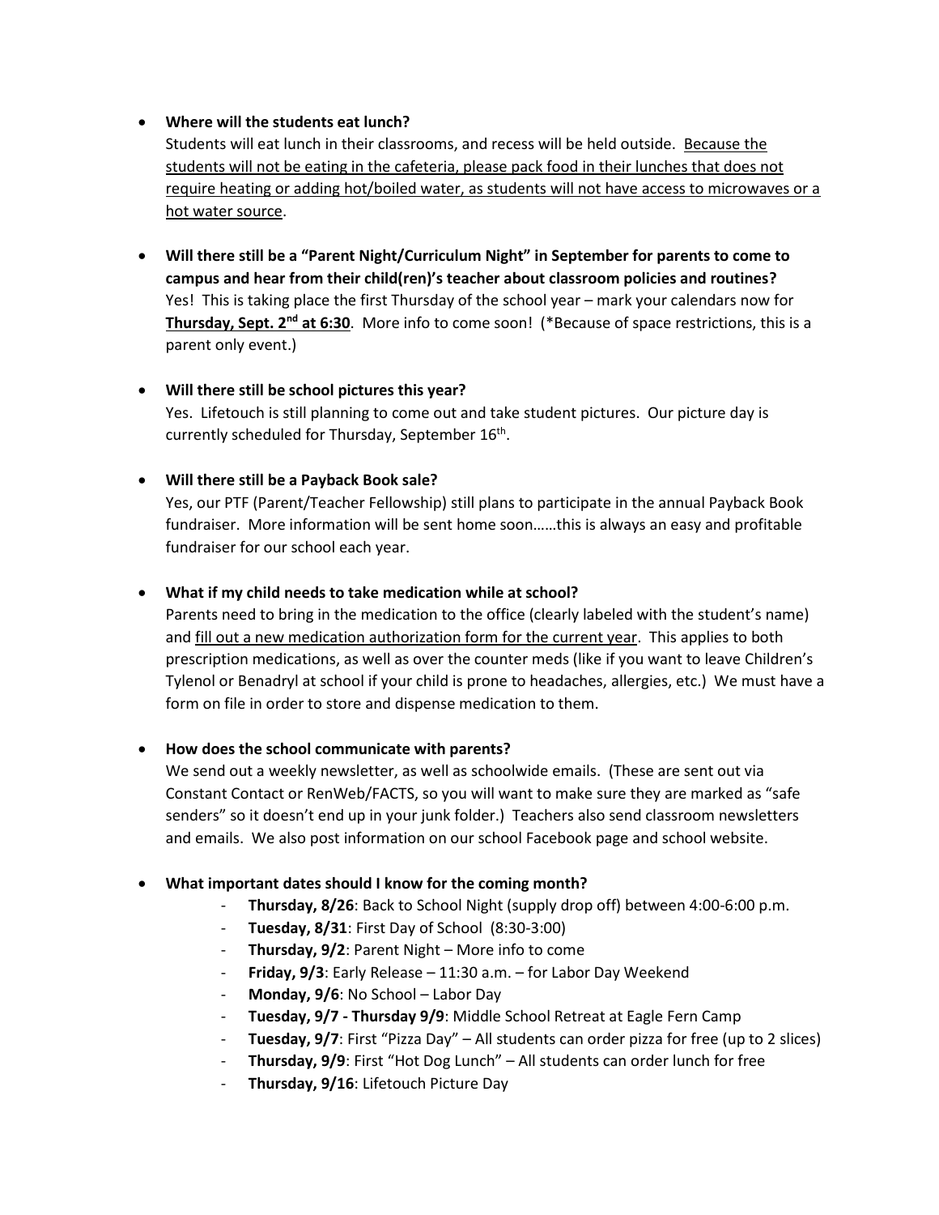- **Where will the students eat lunch?**
  Students will eat lunch in their classrooms, and recess will be held outside. <u>Because the students will not be eating in the cafeteria, please pack food in their lunches that does not require heating or adding hot/boiled water, as students will not have access to microwaves or a hot water source</u>.

- **Will there still be a "Parent Night/Curriculum Night" in September for parents to come to campus and hear from their child(ren)'s teacher about classroom policies and routines?**
  Yes! This is taking place the first Thursday of the school year – mark your calendars now for **<u>Thursday, Sept. 2nd at 6:30</u>**. More info to come soon! (*Because of space restrictions, this is a parent only event.)

- **Will there still be school pictures this year?**
  Yes. Lifetouch is still planning to come out and take student pictures. Our picture day is currently scheduled for Thursday, September 16th.

- **Will there still be a Payback Book sale?**
  Yes, our PTF (Parent/Teacher Fellowship) still plans to participate in the annual Payback Book fundraiser. More information will be sent home soon……this is always an easy and profitable fundraiser for our school each year.

- **What if my child needs to take medication while at school?**
  Parents need to bring in the medication to the office (clearly labeled with the student's name) and <u>fill out a new medication authorization form for the current year</u>. This applies to both prescription medications, as well as over the counter meds (like if you want to leave Children's Tylenol or Benadryl at school if your child is prone to headaches, allergies, etc.) We must have a form on file in order to store and dispense medication to them.

- **How does the school communicate with parents?**
  We send out a weekly newsletter, as well as schoolwide emails. (These are sent out via Constant Contact or RenWeb/FACTS, so you will want to make sure they are marked as "safe senders" so it doesn't end up in your junk folder.) Teachers also send classroom newsletters and emails. We also post information on our school Facebook page and school website.

- **What important dates should I know for the coming month?**
  - **Thursday, 8/26**: Back to School Night (supply drop off) between 4:00-6:00 p.m.
  - **Tuesday, 8/31**: First Day of School (8:30-3:00)
  - **Thursday, 9/2**: Parent Night – More info to come
  - **Friday, 9/3**: Early Release – 11:30 a.m. – for Labor Day Weekend
  - **Monday, 9/6**: No School – Labor Day
  - **Tuesday, 9/7 - Thursday 9/9**: Middle School Retreat at Eagle Fern Camp
  - **Tuesday, 9/7**: First "Pizza Day" – All students can order pizza for free (up to 2 slices)
  - **Thursday, 9/9**: First "Hot Dog Lunch" – All students can order lunch for free
  - **Thursday, 9/16**: Lifetouch Picture Day